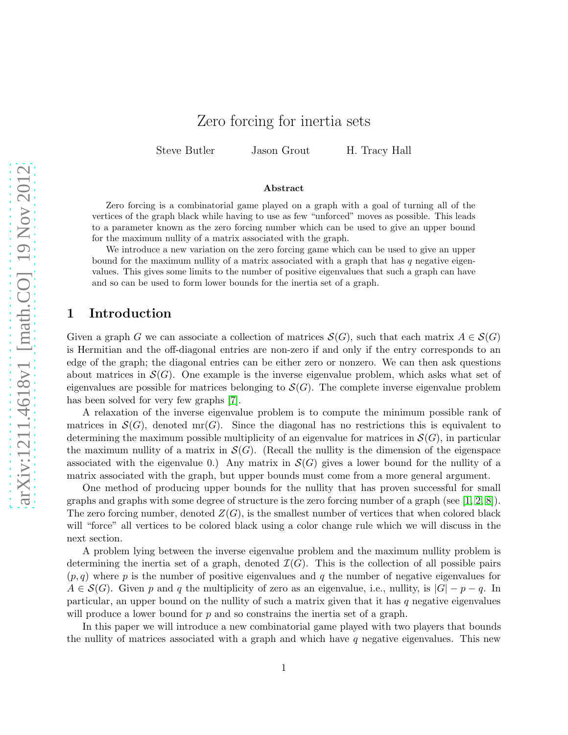# Zero forcing for inertia sets

Steve Butler Jason Grout H. Tracy Hall

### Abstract

Zero forcing is a combinatorial game played on a graph with a goal of turning all of the vertices of the graph black while having to use as few "unforced" moves as possible. This leads to a parameter known as the zero forcing number which can be used to give an upper bound for the maximum nullity of a matrix associated with the graph.

We introduce a new variation on the zero forcing game which can be used to give an upper bound for the maximum nullity of a matrix associated with a graph that has $q$ negative eigenvalues. This gives some limits to the number of positive eigenvalues that such a graph can have and so can be used to form lower bounds for the inertia set of a graph.

## 1 Introduction

Given a graph $G$ we can associate a collection of matrices $\mathcal{S}(G)$, such that each matrix $A \in \mathcal{S}(G)$ is Hermitian and the off-diagonal entries are non-zero if and only if the entry corresponds to an edge of the graph; the diagonal entries can be either zero or nonzero. We can then ask questions about matrices in $\mathcal{S}(G)$. One example is the inverse eigenvalue problem, which asks what set of eigenvalues are possible for matrices belonging to $\mathcal{S}(G)$. The complete inverse eigenvalue problem has been solved for very few graphs [7].

A relaxation of the inverse eigenvalue problem is to compute the minimum possible rank of matrices in $\mathcal{S}(G)$, denoted $\mathrm{mr}(G)$. Since the diagonal has no restrictions this is equivalent to determining the maximum possible multiplicity of an eigenvalue for matrices in $\mathcal{S}(G)$, in particular the maximum nullity of a matrix in $\mathcal{S}(G)$. (Recall the nullity is the dimension of the eigenspace associated with the eigenvalue 0.) Any matrix in $\mathcal{S}(G)$ gives a lower bound for the nullity of a matrix associated with the graph, but upper bounds must come from a more general argument.

One method of producing upper bounds for the nullity that has proven successful for small graphs and graphs with some degree of structure is the zero forcing number of a graph (see [1, 2, 8]). The zero forcing number, denoted $Z(G)$, is the smallest number of vertices that when colored black will "force" all vertices to be colored black using a color change rule which we will discuss in the next section.

A problem lying between the inverse eigenvalue problem and the maximum nullity problem is determining the inertia set of a graph, denoted $\mathcal{I}(G)$. This is the collection of all possible pairs $(p, q)$ where $p$ is the number of positive eigenvalues and $q$ the number of negative eigenvalues for $A \in \mathcal{S}(G)$. Given $p$ and $q$ the multiplicity of zero as an eigenvalue, i.e., nullity, is $|G| - p - q$. In particular, an upper bound on the nullity of such a matrix given that it has $q$ negative eigenvalues will produce a lower bound for $p$ and so constrains the inertia set of a graph.

In this paper we will introduce a new combinatorial game played with two players that bounds the nullity of matrices associated with a graph and which have $q$ negative eigenvalues. This new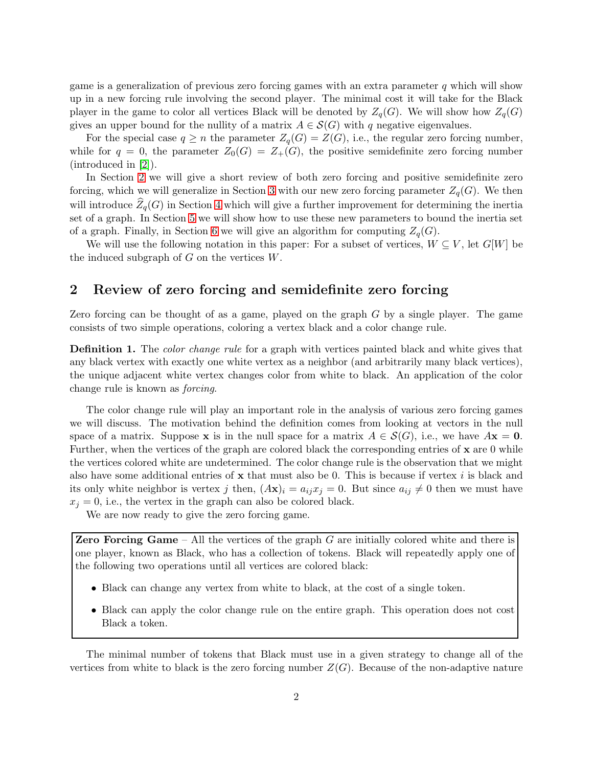game is a generalization of previous zero forcing games with an extra parameter $q$ which will show up in a new forcing rule involving the second player. The minimal cost it will take for the Black player in the game to color all vertices Black will be denoted by $Z_q(G)$. We will show how $Z_q(G)$ gives an upper bound for the nullity of a matrix $A \in \mathcal{S}(G)$ with $q$ negative eigenvalues.

For the special case $q \geq n$ the parameter $Z_q(G) = Z(G)$, i.e., the regular zero forcing number, while for $q = 0$, the parameter $Z_0(G) = Z_+(G)$, the positive semidefinite zero forcing number (introduced in [2]).

In Section 2 we will give a short review of both zero forcing and positive semidefinite zero forcing, which we will generalize in Section 3 with our new zero forcing parameter $Z_q(G)$. We then will introduce $\widehat{Z}_q(G)$ in Section 4 which will give a further improvement for determining the inertia set of a graph. In Section 5 we will show how to use these new parameters to bound the inertia set of a graph. Finally, in Section 6 we will give an algorithm for computing $Z_q(G)$.

We will use the following notation in this paper: For a subset of vertices, $W \subseteq V$, let $G[W]$ be the induced subgraph of $G$ on the vertices $W$.

## 2 Review of zero forcing and semidefinite zero forcing

Zero forcing can be thought of as a game, played on the graph $G$ by a single player. The game consists of two simple operations, coloring a vertex black and a color change rule.

**Definition 1.** The *color change rule* for a graph with vertices painted black and white gives that any black vertex with exactly one white vertex as a neighbor (and arbitrarily many black vertices), the unique adjacent white vertex changes color from white to black. An application of the color change rule is known as *forcing*.

The color change rule will play an important role in the analysis of various zero forcing games we will discuss. The motivation behind the definition comes from looking at vectors in the null space of a matrix. Suppose $\mathbf{x}$ is in the null space for a matrix $A \in \mathcal{S}(G)$, i.e., we have $A\mathbf{x} = \mathbf{0}$. Further, when the vertices of the graph are colored black the corresponding entries of $\mathbf{x}$ are 0 while the vertices colored white are undetermined. The color change rule is the observation that we might also have some additional entries of $\mathbf{x}$ that must also be 0. This is because if vertex $i$ is black and its only white neighbor is vertex $j$ then, $(A\mathbf{x})_i = a_{ij}x_j = 0$. But since $a_{ij} \neq 0$ then we must have $x_j = 0$, i.e., the vertex in the graph can also be colored black.

We are now ready to give the zero forcing game.

**Zero Forcing Game** – All the vertices of the graph $G$ are initially colored white and there is one player, known as Black, who has a collection of tokens. Black will repeatedly apply one of the following two operations until all vertices are colored black:

- Black can change any vertex from white to black, at the cost of a single token.
- Black can apply the color change rule on the entire graph. This operation does not cost Black a token.

The minimal number of tokens that Black must use in a given strategy to change all of the vertices from white to black is the zero forcing number $Z(G)$. Because of the non-adaptive nature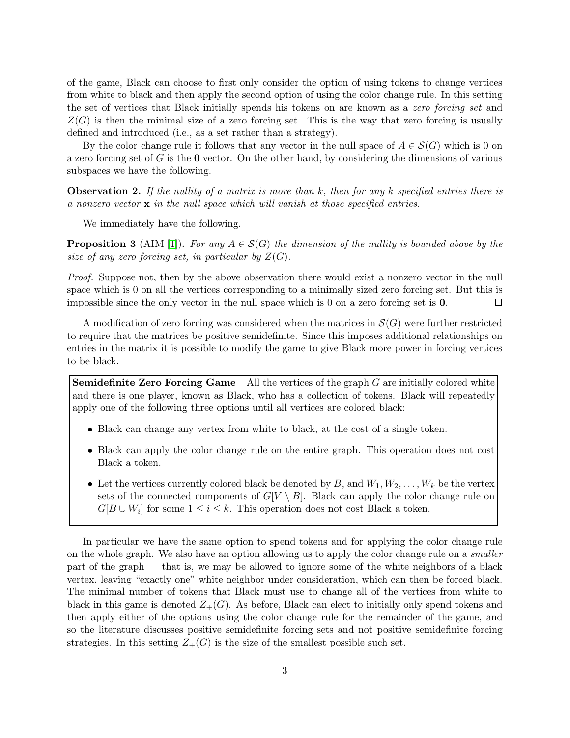of the game, Black can choose to first only consider the option of using tokens to change vertices from white to black and then apply the second option of using the color change rule. In this setting the set of vertices that Black initially spends his tokens on are known as a *zero forcing set* and $Z(G)$ is then the minimal size of a zero forcing set. This is the way that zero forcing is usually defined and introduced (i.e., as a set rather than a strategy).

By the color change rule it follows that any vector in the null space of $A \in \mathcal{S}(G)$ which is 0 on a zero forcing set of $G$ is the $\mathbf{0}$ vector. On the other hand, by considering the dimensions of various subspaces we have the following.

**Observation 2.** *If the nullity of a matrix is more than $k$, then for any $k$ specified entries there is a nonzero vector $\mathbf{x}$ in the null space which will vanish at those specified entries.*

We immediately have the following.

**Proposition 3** (AIM [1])**.** *For any $A \in \mathcal{S}(G)$ the dimension of the nullity is bounded above by the size of any zero forcing set, in particular by $Z(G)$.*

*Proof.* Suppose not, then by the above observation there would exist a nonzero vector in the null space which is 0 on all the vertices corresponding to a minimally sized zero forcing set. But this is impossible since the only vector in the null space which is 0 on a zero forcing set is $\mathbf{0}$. □

A modification of zero forcing was considered when the matrices in $\mathcal{S}(G)$ were further restricted to require that the matrices be positive semidefinite. Since this imposes additional relationships on entries in the matrix it is possible to modify the game to give Black more power in forcing vertices to be black.

**Semidefinite Zero Forcing Game** – All the vertices of the graph $G$ are initially colored white and there is one player, known as Black, who has a collection of tokens. Black will repeatedly apply one of the following three options until all vertices are colored black:

- Black can change any vertex from white to black, at the cost of a single token.
- Black can apply the color change rule on the entire graph. This operation does not cost Black a token.
- Let the vertices currently colored black be denoted by $B$, and $W_1, W_2, \ldots, W_k$ be the vertex sets of the connected components of $G[V \setminus B]$. Black can apply the color change rule on $G[B \cup W_i]$ for some $1 \leq i \leq k$. This operation does not cost Black a token.

In particular we have the same option to spend tokens and for applying the color change rule on the whole graph. We also have an option allowing us to apply the color change rule on a *smaller* part of the graph — that is, we may be allowed to ignore some of the white neighbors of a black vertex, leaving "exactly one" white neighbor under consideration, which can then be forced black. The minimal number of tokens that Black must use to change all of the vertices from white to black in this game is denoted $Z_+(G)$. As before, Black can elect to initially only spend tokens and then apply either of the options using the color change rule for the remainder of the game, and so the literature discusses positive semidefinite forcing sets and not positive semidefinite forcing strategies. In this setting $Z_+(G)$ is the size of the smallest possible such set.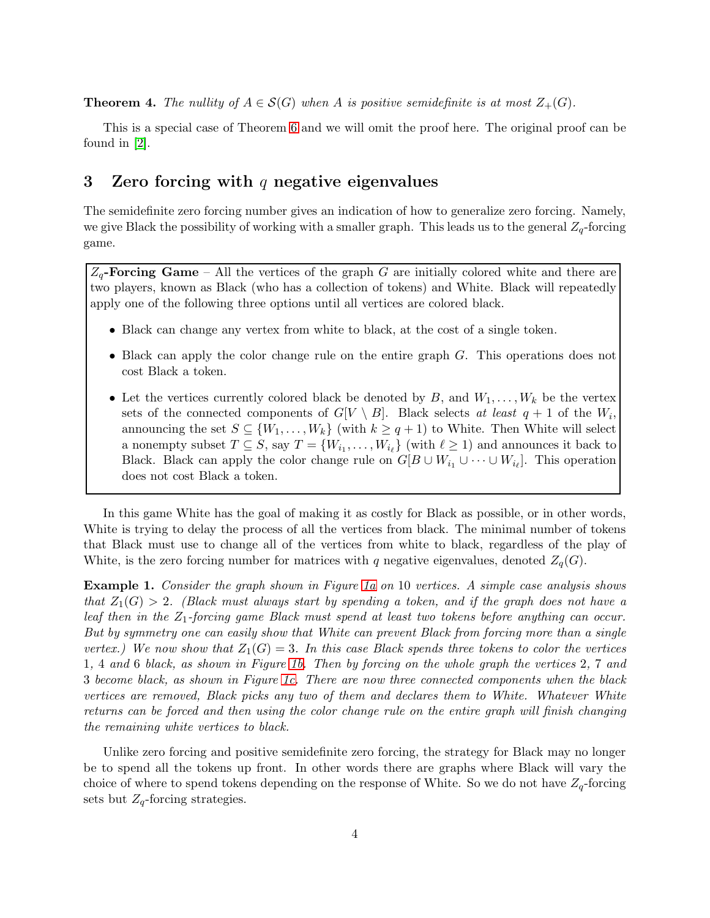**Theorem 4.** *The nullity of $A \in \mathcal{S}(G)$ when $A$ is positive semidefinite is at most $Z_+(G)$.*

This is a special case of Theorem 6 and we will omit the proof here. The original proof can be found in [2].

## 3 Zero forcing with $q$ negative eigenvalues

The semidefinite zero forcing number gives an indication of how to generalize zero forcing. Namely, we give Black the possibility of working with a smaller graph. This leads us to the general $Z_q$-forcing game.

> **$Z_q$-Forcing Game** – All the vertices of the graph $G$ are initially colored white and there are two players, known as Black (who has a collection of tokens) and White. Black will repeatedly apply one of the following three options until all vertices are colored black.
>
> - Black can change any vertex from white to black, at the cost of a single token.
> - Black can apply the color change rule on the entire graph $G$. This operations does not cost Black a token.
> - Let the vertices currently colored black be denoted by $B$, and $W_1, \ldots, W_k$ be the vertex sets of the connected components of $G[V \setminus B]$. Black selects *at least* $q+1$ of the $W_i$, announcing the set $S \subseteq \{W_1, \ldots, W_k\}$ (with $k \geq q+1$) to White. Then White will select a nonempty subset $T \subseteq S$, say $T = \{W_{i_1}, \ldots, W_{i_\ell}\}$ (with $\ell \geq 1$) and announces it back to Black. Black can apply the color change rule on $G[B \cup W_{i_1} \cup \cdots \cup W_{i_\ell}]$. This operation does not cost Black a token.

In this game White has the goal of making it as costly for Black as possible, or in other words, White is trying to delay the process of all the vertices from black. The minimal number of tokens that Black must use to change all of the vertices from white to black, regardless of the play of White, is the zero forcing number for matrices with $q$ negative eigenvalues, denoted $Z_q(G)$.

**Example 1.** *Consider the graph shown in Figure 1a on 10 vertices. A simple case analysis shows that $Z_1(G) > 2$. (Black must always start by spending a token, and if the graph does not have a leaf then in the $Z_1$-forcing game Black must spend at least two tokens before anything can occur. But by symmetry one can easily show that White can prevent Black from forcing more than a single vertex.) We now show that $Z_1(G) = 3$. In this case Black spends three tokens to color the vertices 1, 4 and 6 black, as shown in Figure 1b. Then by forcing on the whole graph the vertices 2, 7 and 3 become black, as shown in Figure 1c. There are now three connected components when the black vertices are removed, Black picks any two of them and declares them to White. Whatever White returns can be forced and then using the color change rule on the entire graph will finish changing the remaining white vertices to black.*

Unlike zero forcing and positive semidefinite zero forcing, the strategy for Black may no longer be to spend all the tokens up front. In other words there are graphs where Black will vary the choice of where to spend tokens depending on the response of White. So we do not have $Z_q$-forcing sets but $Z_q$-forcing strategies.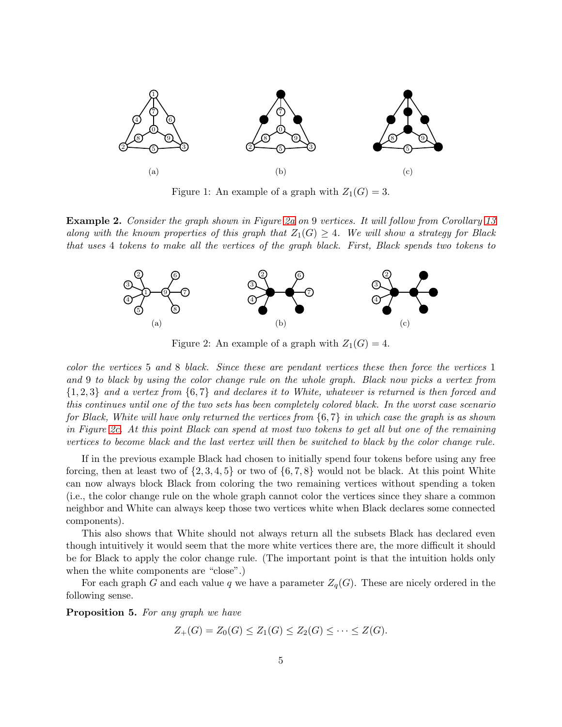(a) (b) (c)

Figure 1: An example of a graph with $Z_1(G) = 3$.

**Example 2.** *Consider the graph shown in Figure 2a on 9 vertices. It will follow from Corollary 13 along with the known properties of this graph that $Z_1(G) \geq 4$. We will show a strategy for Black that uses 4 tokens to make all the vertices of the graph black. First, Black spends two tokens to*

(a) (b) (c)

Figure 2: An example of a graph with $Z_1(G) = 4$.

*color the vertices 5 and 8 black. Since these are pendant vertices these then force the vertices 1 and 9 to black by using the color change rule on the whole graph. Black now picks a vertex from $\{1, 2, 3\}$ and a vertex from $\{6, 7\}$ and declares it to White, whatever is returned is then forced and this continues until one of the two sets has been completely colored black. In the worst case scenario for Black, White will have only returned the vertices from $\{6, 7\}$ in which case the graph is as shown in Figure 2c. At this point Black can spend at most two tokens to get all but one of the remaining vertices to become black and the last vertex will then be switched to black by the color change rule.*

If in the previous example Black had chosen to initially spend four tokens before using any free forcing, then at least two of $\{2, 3, 4, 5\}$ or two of $\{6, 7, 8\}$ would not be black. At this point White can now always block Black from coloring the two remaining vertices without spending a token (i.e., the color change rule on the whole graph cannot color the vertices since they share a common neighbor and White can always keep those two vertices white when Black declares some connected components).

This also shows that White should not always return all the subsets Black has declared even though intuitively it would seem that the more white vertices there are, the more difficult it should be for Black to apply the color change rule. (The important point is that the intuition holds only when the white components are "close".)

For each graph $G$ and each value $q$ we have a parameter $Z_q(G)$. These are nicely ordered in the following sense.

**Proposition 5.** *For any graph we have*

$$Z_+(G) = Z_0(G) \leq Z_1(G) \leq Z_2(G) \leq \cdots \leq Z(G).$$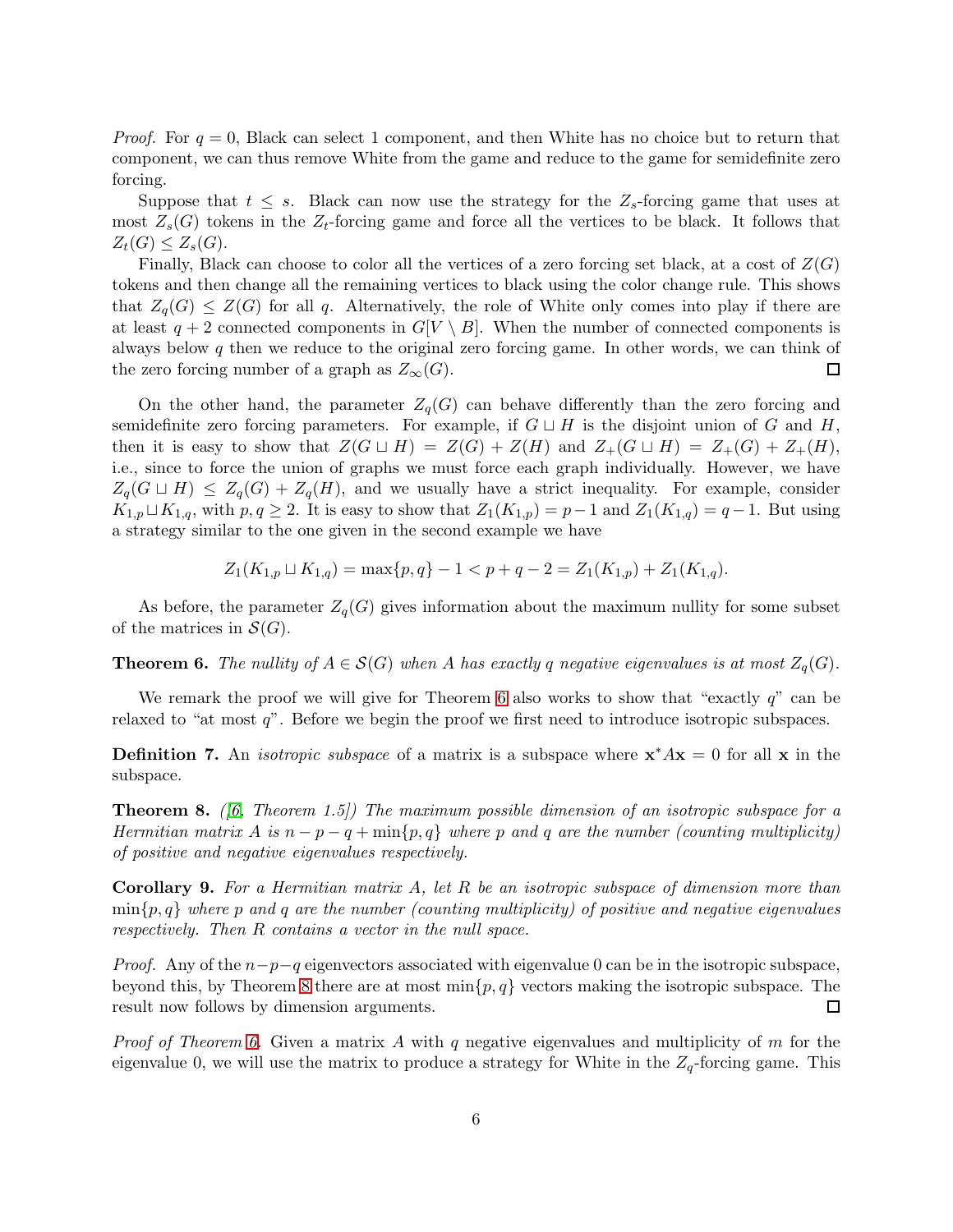*Proof.* For $q = 0$, Black can select 1 component, and then White has no choice but to return that component, we can thus remove White from the game and reduce to the game for semidefinite zero forcing.

Suppose that $t \leq s$. Black can now use the strategy for the $Z_s$-forcing game that uses at most $Z_s(G)$ tokens in the $Z_t$-forcing game and force all the vertices to be black. It follows that $Z_t(G) \leq Z_s(G)$.

Finally, Black can choose to color all the vertices of a zero forcing set black, at a cost of $Z(G)$ tokens and then change all the remaining vertices to black using the color change rule. This shows that $Z_q(G) \leq Z(G)$ for all $q$. Alternatively, the role of White only comes into play if there are at least $q + 2$ connected components in $G[V \setminus B]$. When the number of connected components is always below $q$ then we reduce to the original zero forcing game. In other words, we can think of the zero forcing number of a graph as $Z_\infty(G)$. □

On the other hand, the parameter $Z_q(G)$ can behave differently than the zero forcing and semidefinite zero forcing parameters. For example, if $G \sqcup H$ is the disjoint union of $G$ and $H$, then it is easy to show that $Z(G \sqcup H) = Z(G) + Z(H)$ and $Z_+(G \sqcup H) = Z_+(G) + Z_+(H)$, i.e., since to force the union of graphs we must force each graph individually. However, we have $Z_q(G \sqcup H) \leq Z_q(G) + Z_q(H)$, and we usually have a strict inequality. For example, consider $K_{1,p} \sqcup K_{1,q}$, with $p, q \geq 2$. It is easy to show that $Z_1(K_{1,p}) = p - 1$ and $Z_1(K_{1,q}) = q - 1$. But using a strategy similar to the one given in the second example we have

$$Z_1(K_{1,p} \sqcup K_{1,q}) = \max\{p, q\} - 1 < p + q - 2 = Z_1(K_{1,p}) + Z_1(K_{1,q}).$$

As before, the parameter $Z_q(G)$ gives information about the maximum nullity for some subset of the matrices in $\mathcal{S}(G)$.

**Theorem 6.** *The nullity of $A \in \mathcal{S}(G)$ when $A$ has exactly $q$ negative eigenvalues is at most $Z_q(G)$.*

We remark the proof we will give for Theorem 6 also works to show that "exactly $q$" can be relaxed to "at most $q$". Before we begin the proof we first need to introduce isotropic subspaces.

**Definition 7.** An *isotropic subspace* of a matrix is a subspace where $\mathbf{x}^* A \mathbf{x} = 0$ for all $\mathbf{x}$ in the subspace.

**Theorem 8.** *([6, Theorem 1.5]) The maximum possible dimension of an isotropic subspace for a Hermitian matrix $A$ is $n - p - q + \min\{p, q\}$ where $p$ and $q$ are the number (counting multiplicity) of positive and negative eigenvalues respectively.*

**Corollary 9.** *For a Hermitian matrix $A$, let $R$ be an isotropic subspace of dimension more than $\min\{p, q\}$ where $p$ and $q$ are the number (counting multiplicity) of positive and negative eigenvalues respectively. Then $R$ contains a vector in the null space.*

*Proof.* Any of the $n - p - q$ eigenvectors associated with eigenvalue 0 can be in the isotropic subspace, beyond this, by Theorem 8 there are at most $\min\{p, q\}$ vectors making the isotropic subspace. The result now follows by dimension arguments. □

*Proof of Theorem 6.* Given a matrix $A$ with $q$ negative eigenvalues and multiplicity of $m$ for the eigenvalue 0, we will use the matrix to produce a strategy for White in the $Z_q$-forcing game. This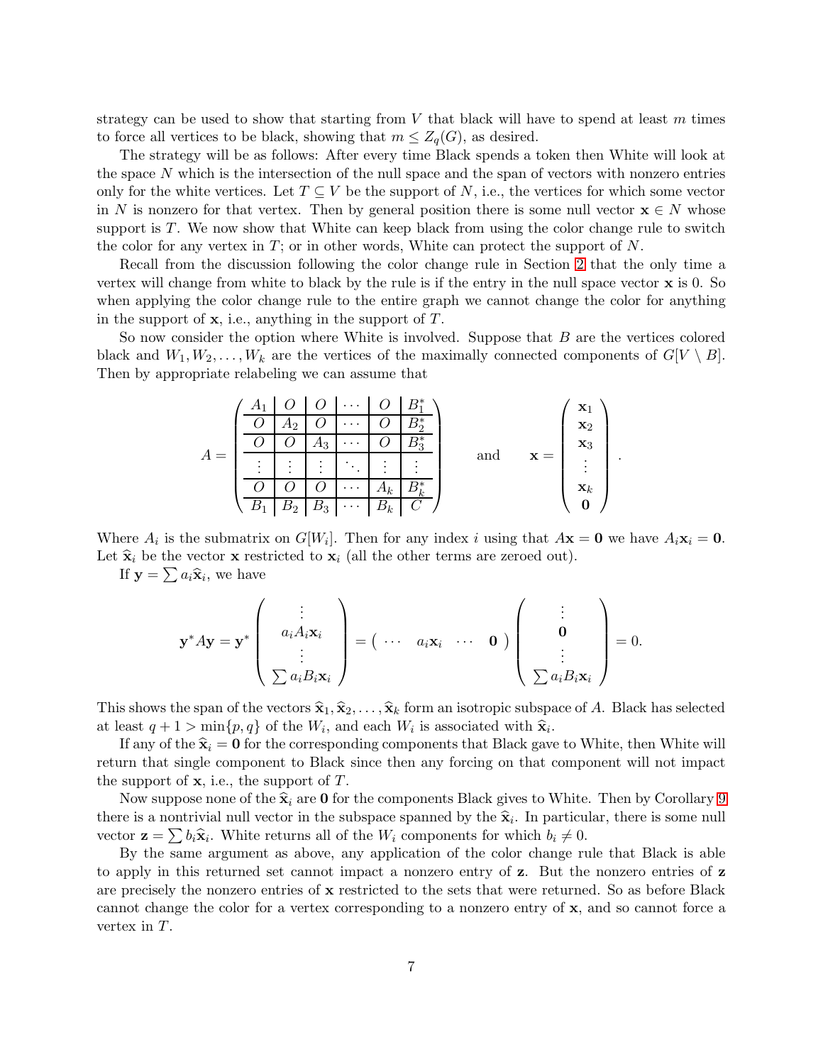strategy can be used to show that starting from $V$ that black will have to spend at least $m$ times to force all vertices to be black, showing that $m \le Z_q(G)$, as desired.

The strategy will be as follows: After every time Black spends a token then White will look at the space $N$ which is the intersection of the null space and the span of vectors with nonzero entries only for the white vertices. Let $T \subseteq V$ be the support of $N$, i.e., the vertices for which some vector in $N$ is nonzero for that vertex. Then by general position there is some null vector $\mathbf{x} \in N$ whose support is $T$. We now show that White can keep black from using the color change rule to switch the color for any vertex in $T$; or in other words, White can protect the support of $N$.

Recall from the discussion following the color change rule in Section 2 that the only time a vertex will change from white to black by the rule is if the entry in the null space vector $\mathbf{x}$ is 0. So when applying the color change rule to the entire graph we cannot change the color for anything in the support of $\mathbf{x}$, i.e., anything in the support of $T$.

So now consider the option where White is involved. Suppose that $B$ are the vertices colored black and $W_1, W_2, \ldots, W_k$ are the vertices of the maximally connected components of $G[V \setminus B]$. Then by appropriate relabeling we can assume that

$$
A = \left(\begin{array}{c|c|c|c|c|c}
A_1 & O & O & \cdots & O & B_1^* \\ \hline
O & A_2 & O & \cdots & O & B_2^* \\ \hline
O & O & A_3 & \cdots & O & B_3^* \\ \hline
\vdots & \vdots & \vdots & \ddots & \vdots & \vdots \\ \hline
O & O & O & \cdots & A_k & B_k^* \\ \hline
B_1 & B_2 & B_3 & \cdots & B_k & C
\end{array}\right)
\qquad \text{and} \qquad
\mathbf{x} = \begin{pmatrix} \mathbf{x}_1 \\ \mathbf{x}_2 \\ \mathbf{x}_3 \\ \vdots \\ \mathbf{x}_k \\ \mathbf{0} \end{pmatrix}.
$$

Where $A_i$ is the submatrix on $G[W_i]$. Then for any index $i$ using that $A\mathbf{x} = \mathbf{0}$ we have $A_i \mathbf{x}_i = \mathbf{0}$. Let $\widehat{\mathbf{x}}_i$ be the vector $\mathbf{x}$ restricted to $\mathbf{x}_i$ (all the other terms are zeroed out).

If $\mathbf{y} = \sum a_i \widehat{\mathbf{x}}_i$, we have

$$
\mathbf{y}^* A \mathbf{y} = \mathbf{y}^* \begin{pmatrix} \vdots \\ a_i A_i \mathbf{x}_i \\ \vdots \\ \sum a_i B_i \mathbf{x}_i \end{pmatrix} = \begin{pmatrix} \cdots & a_i \mathbf{x}_i & \cdots & \mathbf{0} \end{pmatrix} \begin{pmatrix} \vdots \\ \mathbf{0} \\ \vdots \\ \sum a_i B_i \mathbf{x}_i \end{pmatrix} = 0.
$$

This shows the span of the vectors $\widehat{\mathbf{x}}_1, \widehat{\mathbf{x}}_2, \ldots, \widehat{\mathbf{x}}_k$ form an isotropic subspace of $A$. Black has selected at least $q + 1 > \min\{p, q\}$ of the $W_i$, and each $W_i$ is associated with $\widehat{\mathbf{x}}_i$.

If any of the $\widehat{\mathbf{x}}_i = \mathbf{0}$ for the corresponding components that Black gave to White, then White will return that single component to Black since then any forcing on that component will not impact the support of $\mathbf{x}$, i.e., the support of $T$.

Now suppose none of the $\widehat{\mathbf{x}}_i$ are $\mathbf{0}$ for the components Black gives to White. Then by Corollary 9 there is a nontrivial null vector in the subspace spanned by the $\widehat{\mathbf{x}}_i$. In particular, there is some null vector $\mathbf{z} = \sum b_i \widehat{\mathbf{x}}_i$. White returns all of the $W_i$ components for which $b_i \neq 0$.

By the same argument as above, any application of the color change rule that Black is able to apply in this returned set cannot impact a nonzero entry of $\mathbf{z}$. But the nonzero entries of $\mathbf{z}$ are precisely the nonzero entries of $\mathbf{x}$ restricted to the sets that were returned. So as before Black cannot change the color for a vertex corresponding to a nonzero entry of $\mathbf{x}$, and so cannot force a vertex in $T$.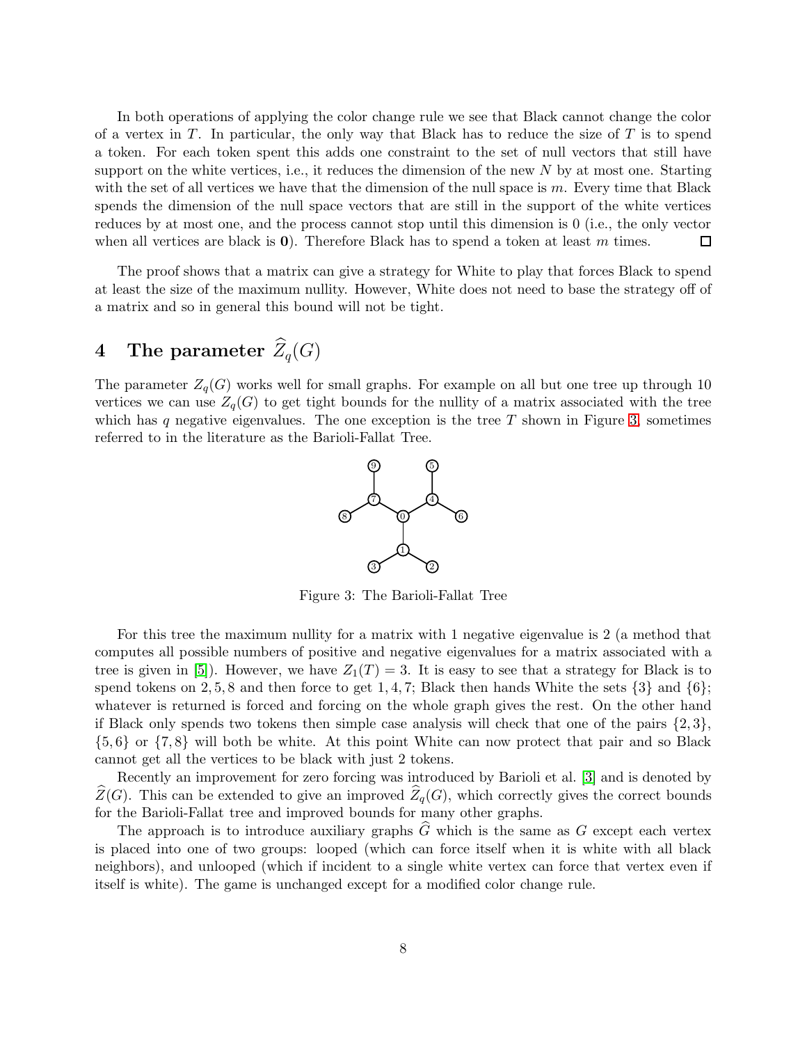In both operations of applying the color change rule we see that Black cannot change the color of a vertex in $T$. In particular, the only way that Black has to reduce the size of $T$ is to spend a token. For each token spent this adds one constraint to the set of null vectors that still have support on the white vertices, i.e., it reduces the dimension of the new $N$ by at most one. Starting with the set of all vertices we have that the dimension of the null space is $m$. Every time that Black spends the dimension of the null space vectors that are still in the support of the white vertices reduces by at most one, and the process cannot stop until this dimension is 0 (i.e., the only vector when all vertices are black is $\mathbf{0}$). Therefore Black has to spend a token at least $m$ times. ∎

The proof shows that a matrix can give a strategy for White to play that forces Black to spend at least the size of the maximum nullity. However, White does not need to base the strategy off of a matrix and so in general this bound will not be tight.

# 4 The parameter $\widehat{Z}_q(G)$

The parameter $Z_q(G)$ works well for small graphs. For example on all but one tree up through 10 vertices we can use $Z_q(G)$ to get tight bounds for the nullity of a matrix associated with the tree which has $q$ negative eigenvalues. The one exception is the tree $T$ shown in Figure 3, sometimes referred to in the literature as the Barioli-Fallat Tree.

Figure 3: The Barioli-Fallat Tree

For this tree the maximum nullity for a matrix with 1 negative eigenvalue is 2 (a method that computes all possible numbers of positive and negative eigenvalues for a matrix associated with a tree is given in [5]). However, we have $Z_1(T) = 3$. It is easy to see that a strategy for Black is to spend tokens on $2, 5, 8$ and then force to get $1, 4, 7$; Black then hands White the sets $\{3\}$ and $\{6\}$; whatever is returned is forced and forcing on the whole graph gives the rest. On the other hand if Black only spends two tokens then simple case analysis will check that one of the pairs $\{2, 3\}$, $\{5, 6\}$ or $\{7, 8\}$ will both be white. At this point White can now protect that pair and so Black cannot get all the vertices to be black with just 2 tokens.

Recently an improvement for zero forcing was introduced by Barioli et al. [3] and is denoted by $\widehat{Z}(G)$. This can be extended to give an improved $\widehat{Z}_q(G)$, which correctly gives the correct bounds for the Barioli-Fallat tree and improved bounds for many other graphs.

The approach is to introduce auxiliary graphs $\widehat{G}$ which is the same as $G$ except each vertex is placed into one of two groups: looped (which can force itself when it is white with all black neighbors), and unlooped (which if incident to a single white vertex can force that vertex even if itself is white). The game is unchanged except for a modified color change rule.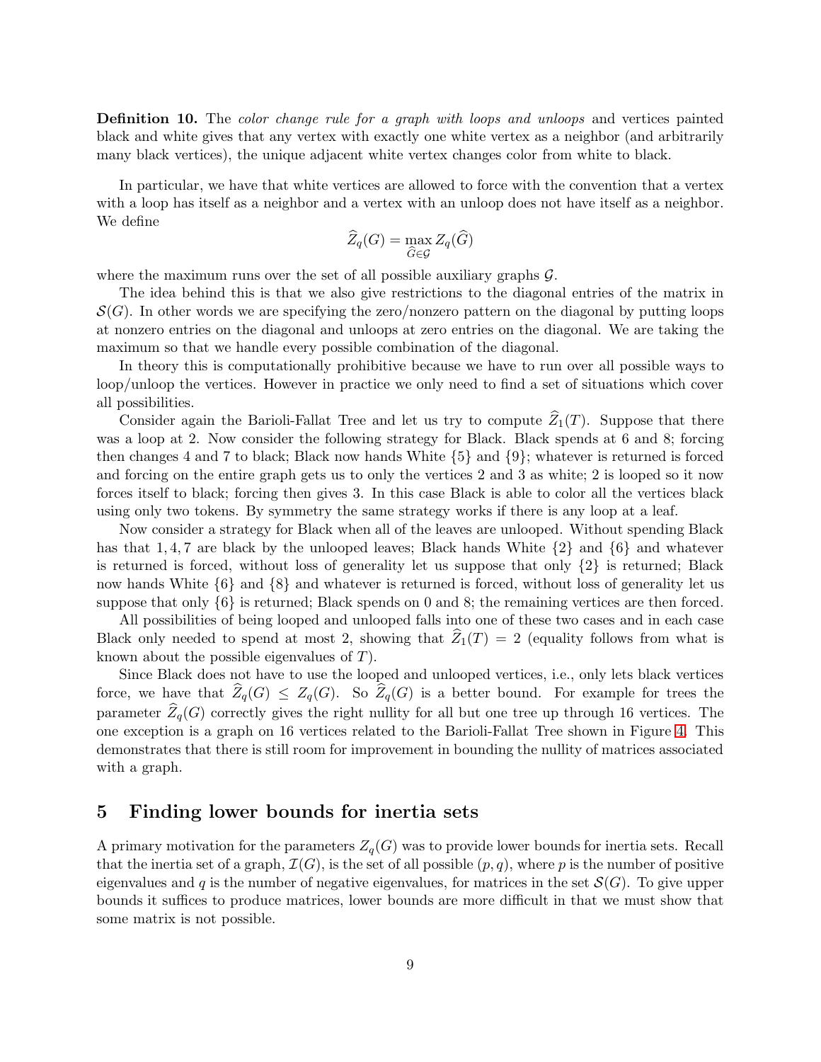**Definition 10.** The *color change rule for a graph with loops and unloops* and vertices painted black and white gives that any vertex with exactly one white vertex as a neighbor (and arbitrarily many black vertices), the unique adjacent white vertex changes color from white to black.

In particular, we have that white vertices are allowed to force with the convention that a vertex with a loop has itself as a neighbor and a vertex with an unloop does not have itself as a neighbor. We define

$$\widehat{Z}_q(G) = \max_{\widehat{G} \in \mathcal{G}} Z_q(\widehat{G})$$

where the maximum runs over the set of all possible auxiliary graphs $\mathcal{G}$.

The idea behind this is that we also give restrictions to the diagonal entries of the matrix in $\mathcal{S}(G)$. In other words we are specifying the zero/nonzero pattern on the diagonal by putting loops at nonzero entries on the diagonal and unloops at zero entries on the diagonal. We are taking the maximum so that we handle every possible combination of the diagonal.

In theory this is computationally prohibitive because we have to run over all possible ways to loop/unloop the vertices. However in practice we only need to find a set of situations which cover all possibilities.

Consider again the Barioli-Fallat Tree and let us try to compute $\widehat{Z}_1(T)$. Suppose that there was a loop at 2. Now consider the following strategy for Black. Black spends at 6 and 8; forcing then changes 4 and 7 to black; Black now hands White $\{5\}$ and $\{9\}$; whatever is returned is forced and forcing on the entire graph gets us to only the vertices 2 and 3 as white; 2 is looped so it now forces itself to black; forcing then gives 3. In this case Black is able to color all the vertices black using only two tokens. By symmetry the same strategy works if there is any loop at a leaf.

Now consider a strategy for Black when all of the leaves are unlooped. Without spending Black has that $1, 4, 7$ are black by the unlooped leaves; Black hands White $\{2\}$ and $\{6\}$ and whatever is returned is forced, without loss of generality let us suppose that only $\{2\}$ is returned; Black now hands White $\{6\}$ and $\{8\}$ and whatever is returned is forced, without loss of generality let us suppose that only $\{6\}$ is returned; Black spends on 0 and 8; the remaining vertices are then forced.

All possibilities of being looped and unlooped falls into one of these two cases and in each case Black only needed to spend at most 2, showing that $\widehat{Z}_1(T) = 2$ (equality follows from what is known about the possible eigenvalues of $T$).

Since Black does not have to use the looped and unlooped vertices, i.e., only lets black vertices force, we have that $\widehat{Z}_q(G) \leq Z_q(G)$. So $\widehat{Z}_q(G)$ is a better bound. For example for trees the parameter $\widehat{Z}_q(G)$ correctly gives the right nullity for all but one tree up through 16 vertices. The one exception is a graph on 16 vertices related to the Barioli-Fallat Tree shown in Figure 4. This demonstrates that there is still room for improvement in bounding the nullity of matrices associated with a graph.

## 5 Finding lower bounds for inertia sets

A primary motivation for the parameters $Z_q(G)$ was to provide lower bounds for inertia sets. Recall that the inertia set of a graph, $\mathcal{I}(G)$, is the set of all possible $(p, q)$, where $p$ is the number of positive eigenvalues and $q$ is the number of negative eigenvalues, for matrices in the set $\mathcal{S}(G)$. To give upper bounds it suffices to produce matrices, lower bounds are more difficult in that we must show that some matrix is not possible.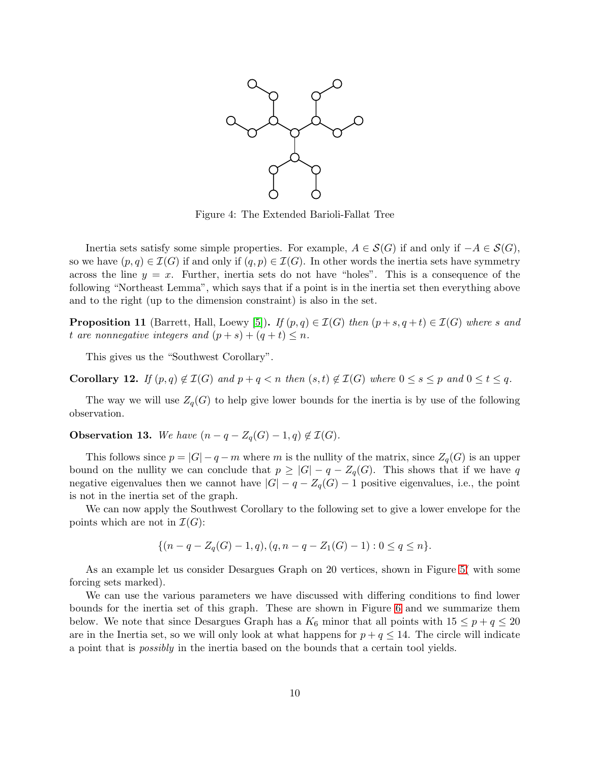Figure 4: The Extended Barioli-Fallat Tree

Inertia sets satisfy some simple properties. For example, $A \in \mathcal{S}(G)$ if and only if $-A \in \mathcal{S}(G)$, so we have $(p, q) \in \mathcal{I}(G)$ if and only if $(q, p) \in \mathcal{I}(G)$. In other words the inertia sets have symmetry across the line $y = x$. Further, inertia sets do not have "holes". This is a consequence of the following "Northeast Lemma", which says that if a point is in the inertia set then everything above and to the right (up to the dimension constraint) is also in the set.

**Proposition 11** (Barrett, Hall, Loewy [5]). *If $(p, q) \in \mathcal{I}(G)$ then $(p + s, q + t) \in \mathcal{I}(G)$ where $s$ and $t$ are nonnegative integers and $(p + s) + (q + t) \leq n$.*

This gives us the "Southwest Corollary".

**Corollary 12.** *If $(p, q) \notin \mathcal{I}(G)$ and $p + q < n$ then $(s, t) \notin \mathcal{I}(G)$ where $0 \leq s \leq p$ and $0 \leq t \leq q$.*

The way we will use $Z_q(G)$ to help give lower bounds for the inertia is by use of the following observation.

**Observation 13.** *We have $(n - q - Z_q(G) - 1, q) \notin \mathcal{I}(G)$.*

This follows since $p = |G| - q - m$ where $m$ is the nullity of the matrix, since $Z_q(G)$ is an upper bound on the nullity we can conclude that $p \geq |G| - q - Z_q(G)$. This shows that if we have $q$ negative eigenvalues then we cannot have $|G| - q - Z_q(G) - 1$ positive eigenvalues, i.e., the point is not in the inertia set of the graph.

We can now apply the Southwest Corollary to the following set to give a lower envelope for the points which are not in $\mathcal{I}(G)$:

$$\{(n - q - Z_q(G) - 1, q), (q, n - q - Z_1(G) - 1) : 0 \leq q \leq n\}.$$

As an example let us consider Desargues Graph on 20 vertices, shown in Figure 5( with some forcing sets marked).

We can use the various parameters we have discussed with differing conditions to find lower bounds for the inertia set of this graph. These are shown in Figure 6 and we summarize them below. We note that since Desargues Graph has a $K_6$ minor that all points with $15 \leq p + q \leq 20$ are in the Inertia set, so we will only look at what happens for $p + q \leq 14$. The circle will indicate a point that is *possibly* in the inertia based on the bounds that a certain tool yields.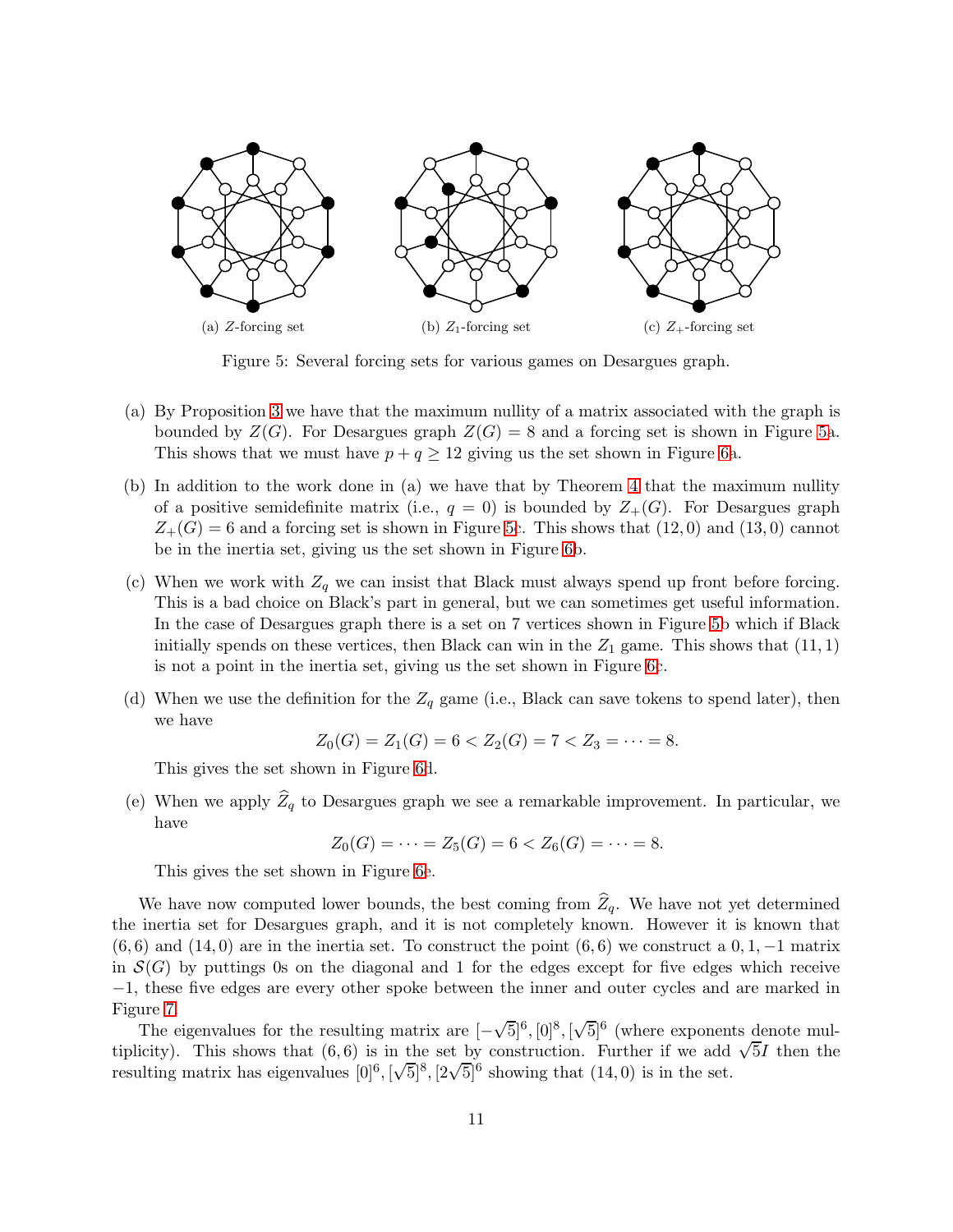(a) $Z$-forcing set

(b) $Z_1$-forcing set

(c) $Z_+$-forcing set

Figure 5: Several forcing sets for various games on Desargues graph.

(a) By Proposition 3 we have that the maximum nullity of a matrix associated with the graph is bounded by $Z(G)$. For Desargues graph $Z(G) = 8$ and a forcing set is shown in Figure 5a. This shows that we must have $p + q \geq 12$ giving us the set shown in Figure 6a.

(b) In addition to the work done in (a) we have that by Theorem 4 that the maximum nullity of a positive semidefinite matrix (i.e., $q = 0$) is bounded by $Z_+(G)$. For Desargues graph $Z_+(G) = 6$ and a forcing set is shown in Figure 5c. This shows that $(12, 0)$ and $(13, 0)$ cannot be in the inertia set, giving us the set shown in Figure 6b.

(c) When we work with $Z_q$ we can insist that Black must always spend up front before forcing. This is a bad choice on Black's part in general, but we can sometimes get useful information. In the case of Desargues graph there is a set on 7 vertices shown in Figure 5b which if Black initially spends on these vertices, then Black can win in the $Z_1$ game. This shows that $(11, 1)$ is not a point in the inertia set, giving us the set shown in Figure 6c.

(d) When we use the definition for the $Z_q$ game (i.e., Black can save tokens to spend later), then we have

$$Z_0(G) = Z_1(G) = 6 < Z_2(G) = 7 < Z_3 = \cdots = 8.$$

This gives the set shown in Figure 6d.

(e) When we apply $\widehat{Z}_q$ to Desargues graph we see a remarkable improvement. In particular, we have

$$Z_0(G) = \cdots = Z_5(G) = 6 < Z_6(G) = \cdots = 8.$$

This gives the set shown in Figure 6e.

We have now computed lower bounds, the best coming from $\widehat{Z}_q$. We have not yet determined the inertia set for Desargues graph, and it is not completely known. However it is known that $(6, 6)$ and $(14, 0)$ are in the inertia set. To construct the point $(6, 6)$ we construct a $0, 1, -1$ matrix in $\mathcal{S}(G)$ by puttings 0s on the diagonal and 1 for the edges except for five edges which receive $-1$, these five edges are every other spoke between the inner and outer cycles and are marked in Figure 7.

The eigenvalues for the resulting matrix are $[-\sqrt{5}]^6, [0]^8, [\sqrt{5}]^6$ (where exponents denote multiplicity). This shows that $(6, 6)$ is in the set by construction. Further if we add $\sqrt{5}I$ then the resulting matrix has eigenvalues $[0]^6, [\sqrt{5}]^8, [2\sqrt{5}]^6$ showing that $(14, 0)$ is in the set.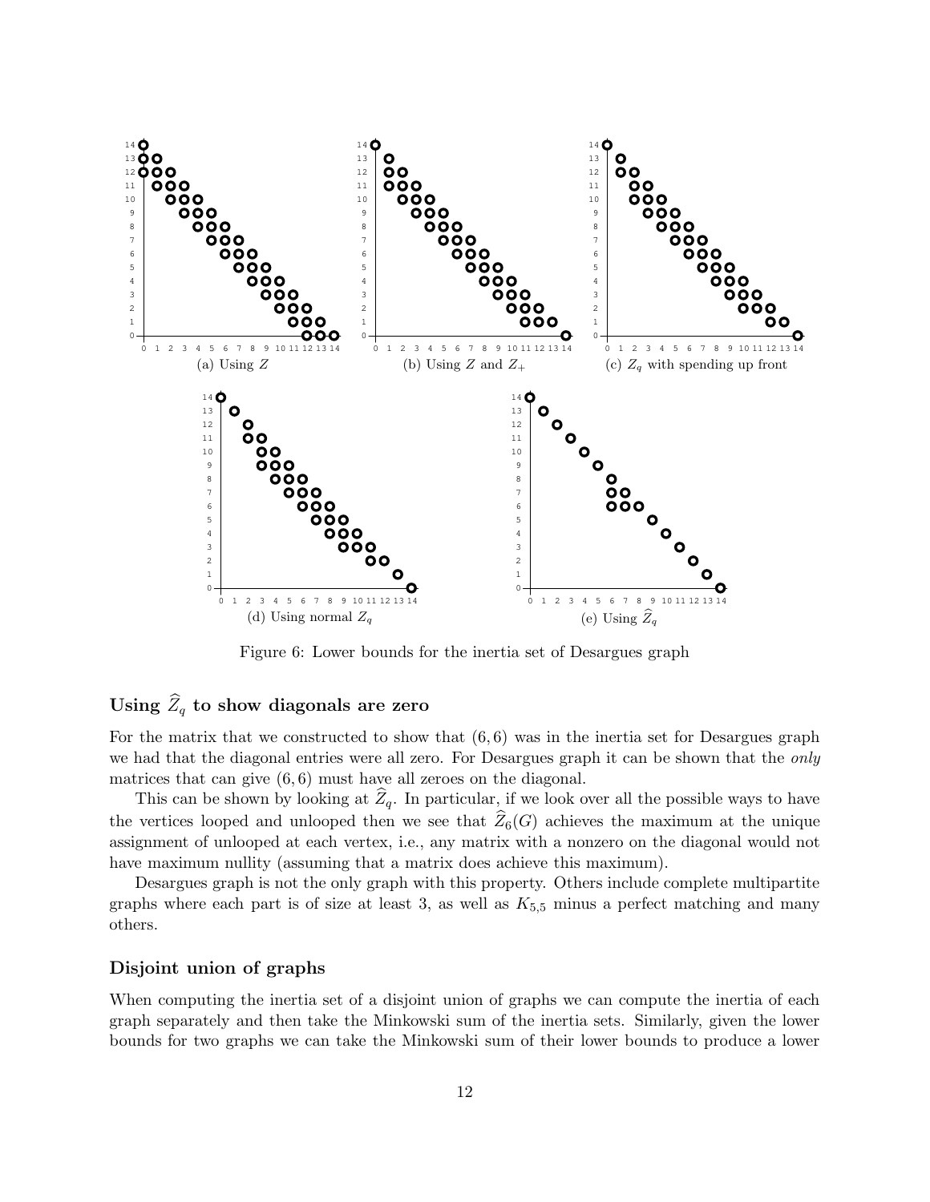(a) Using $Z$

(b) Using $Z$ and $Z_+$

(c) $Z_q$ with spending up front

(d) Using normal $Z_q$

(e) Using $\widehat{Z}_q$

Figure 6: Lower bounds for the inertia set of Desargues graph

### Using $\widehat{Z}_q$ to show diagonals are zero

For the matrix that we constructed to show that $(6, 6)$ was in the inertia set for Desargues graph we had that the diagonal entries were all zero. For Desargues graph it can be shown that the *only* matrices that can give $(6, 6)$ must have all zeroes on the diagonal.

This can be shown by looking at $\widehat{Z}_q$. In particular, if we look over all the possible ways to have the vertices looped and unlooped then we see that $\widehat{Z}_6(G)$ achieves the maximum at the unique assignment of unlooped at each vertex, i.e., any matrix with a nonzero on the diagonal would not have maximum nullity (assuming that a matrix does achieve this maximum).

Desargues graph is not the only graph with this property. Others include complete multipartite graphs where each part is of size at least 3, as well as $K_{5,5}$ minus a perfect matching and many others.

### Disjoint union of graphs

When computing the inertia set of a disjoint union of graphs we can compute the inertia of each graph separately and then take the Minkowski sum of the inertia sets. Similarly, given the lower bounds for two graphs we can take the Minkowski sum of their lower bounds to produce a lower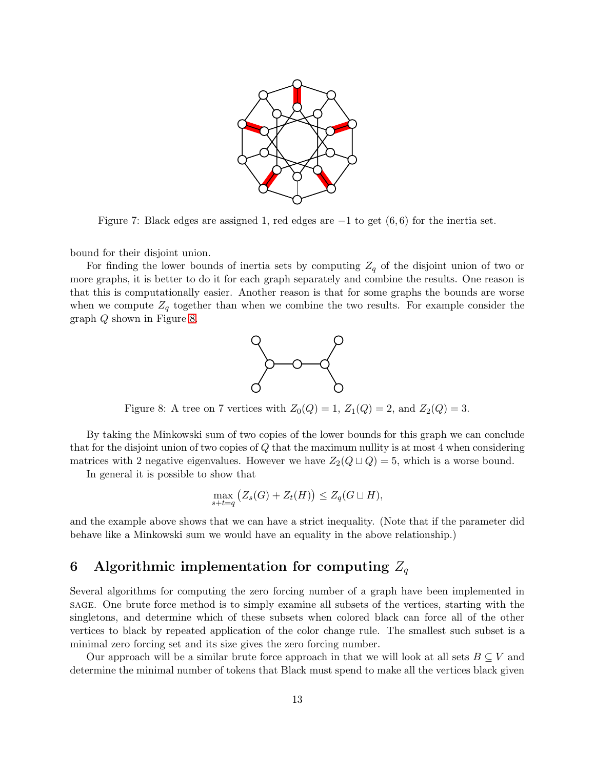Figure 7: Black edges are assigned 1, red edges are $-1$ to get $(6, 6)$ for the inertia set.

bound for their disjoint union.

For finding the lower bounds of inertia sets by computing $Z_q$ of the disjoint union of two or more graphs, it is better to do it for each graph separately and combine the results. One reason is that this is computationally easier. Another reason is that for some graphs the bounds are worse when we compute $Z_q$ together than when we combine the two results. For example consider the graph $Q$ shown in Figure 8.

Figure 8: A tree on 7 vertices with $Z_0(Q) = 1$, $Z_1(Q) = 2$, and $Z_2(Q) = 3$.

By taking the Minkowski sum of two copies of the lower bounds for this graph we can conclude that for the disjoint union of two copies of $Q$ that the maximum nullity is at most 4 when considering matrices with 2 negative eigenvalues. However we have $Z_2(Q \sqcup Q) = 5$, which is a worse bound.

In general it is possible to show that

$$\max_{s+t=q} \big(Z_s(G) + Z_t(H)\big) \leq Z_q(G \sqcup H),$$

and the example above shows that we can have a strict inequality. (Note that if the parameter did behave like a Minkowski sum we would have an equality in the above relationship.)

## 6 Algorithmic implementation for computing $Z_q$

Several algorithms for computing the zero forcing number of a graph have been implemented in SAGE. One brute force method is to simply examine all subsets of the vertices, starting with the singletons, and determine which of these subsets when colored black can force all of the other vertices to black by repeated application of the color change rule. The smallest such subset is a minimal zero forcing set and its size gives the zero forcing number.

Our approach will be a similar brute force approach in that we will look at all sets $B \subseteq V$ and determine the minimal number of tokens that Black must spend to make all the vertices black given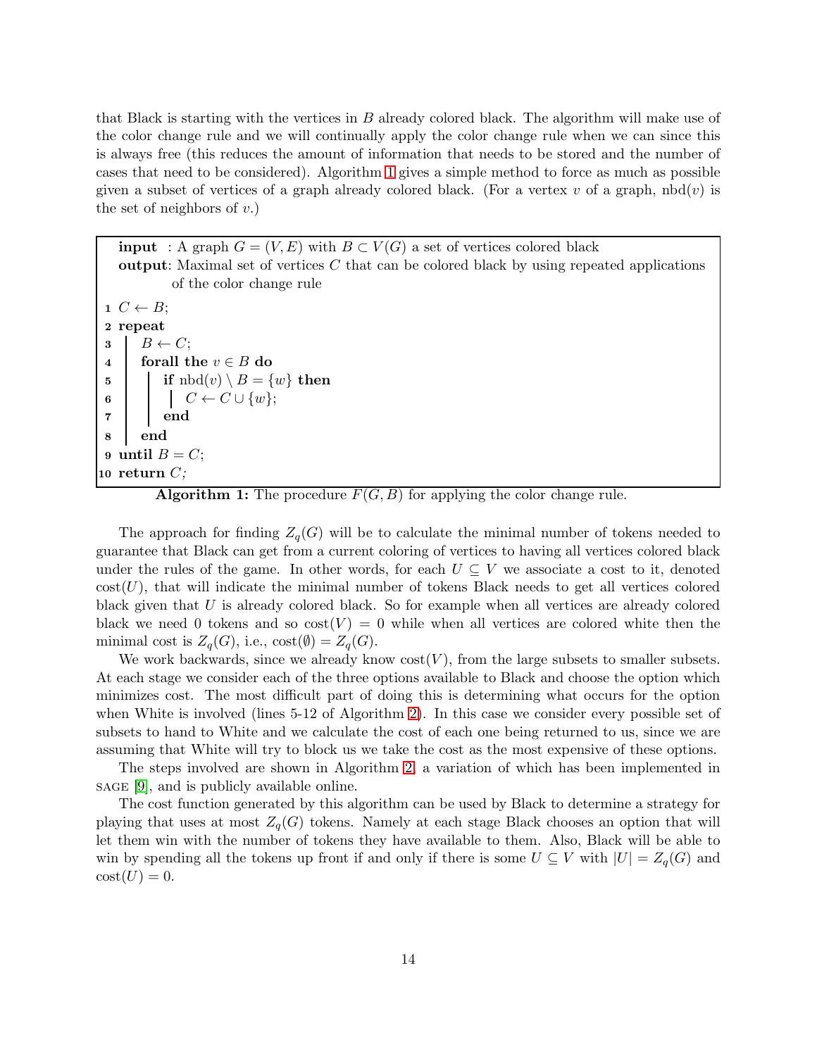that Black is starting with the vertices in $B$ already colored black. The algorithm will make use of the color change rule and we will continually apply the color change rule when we can since this is always free (this reduces the amount of information that needs to be stored and the number of cases that need to be considered). Algorithm 1 gives a simple method to force as much as possible given a subset of vertices of a graph already colored black. (For a vertex $v$ of a graph, $\text{nbd}(v)$ is the set of neighbors of $v$.)

```
input : A graph G = (V, E) with B ⊂ V(G) a set of vertices colored black
output: Maximal set of vertices C that can be colored black by using repeated applications
        of the color change rule
1  C ← B;
2  repeat
3  |  B ← C;
4  |  forall the v ∈ B do
5  |  |  if nbd(v) \ B = {w} then
6  |  |  |  C ← C ∪ {w};
7  |  |  end
8  |  end
9  until B = C;
10 return C;
```

**Algorithm 1:** The procedure $F(G, B)$ for applying the color change rule.

The approach for finding $Z_q(G)$ will be to calculate the minimal number of tokens needed to guarantee that Black can get from a current coloring of vertices to having all vertices colored black under the rules of the game. In other words, for each $U \subseteq V$ we associate a cost to it, denoted $\text{cost}(U)$, that will indicate the minimal number of tokens Black needs to get all vertices colored black given that $U$ is already colored black. So for example when all vertices are already colored black we need 0 tokens and so $\text{cost}(V) = 0$ while when all vertices are colored white then the minimal cost is $Z_q(G)$, i.e., $\text{cost}(\emptyset) = Z_q(G)$.

We work backwards, since we already know $\text{cost}(V)$, from the large subsets to smaller subsets. At each stage we consider each of the three options available to Black and choose the option which minimizes cost. The most difficult part of doing this is determining what occurs for the option when White is involved (lines 5-12 of Algorithm 2). In this case we consider every possible set of subsets to hand to White and we calculate the cost of each one being returned to us, since we are assuming that White will try to block us we take the cost as the most expensive of these options.

The steps involved are shown in Algorithm 2, a variation of which has been implemented in SAGE [9], and is publicly available online.

The cost function generated by this algorithm can be used by Black to determine a strategy for playing that uses at most $Z_q(G)$ tokens. Namely at each stage Black chooses an option that will let them win with the number of tokens they have available to them. Also, Black will be able to win by spending all the tokens up front if and only if there is some $U \subseteq V$ with $|U| = Z_q(G)$ and $\text{cost}(U) = 0$.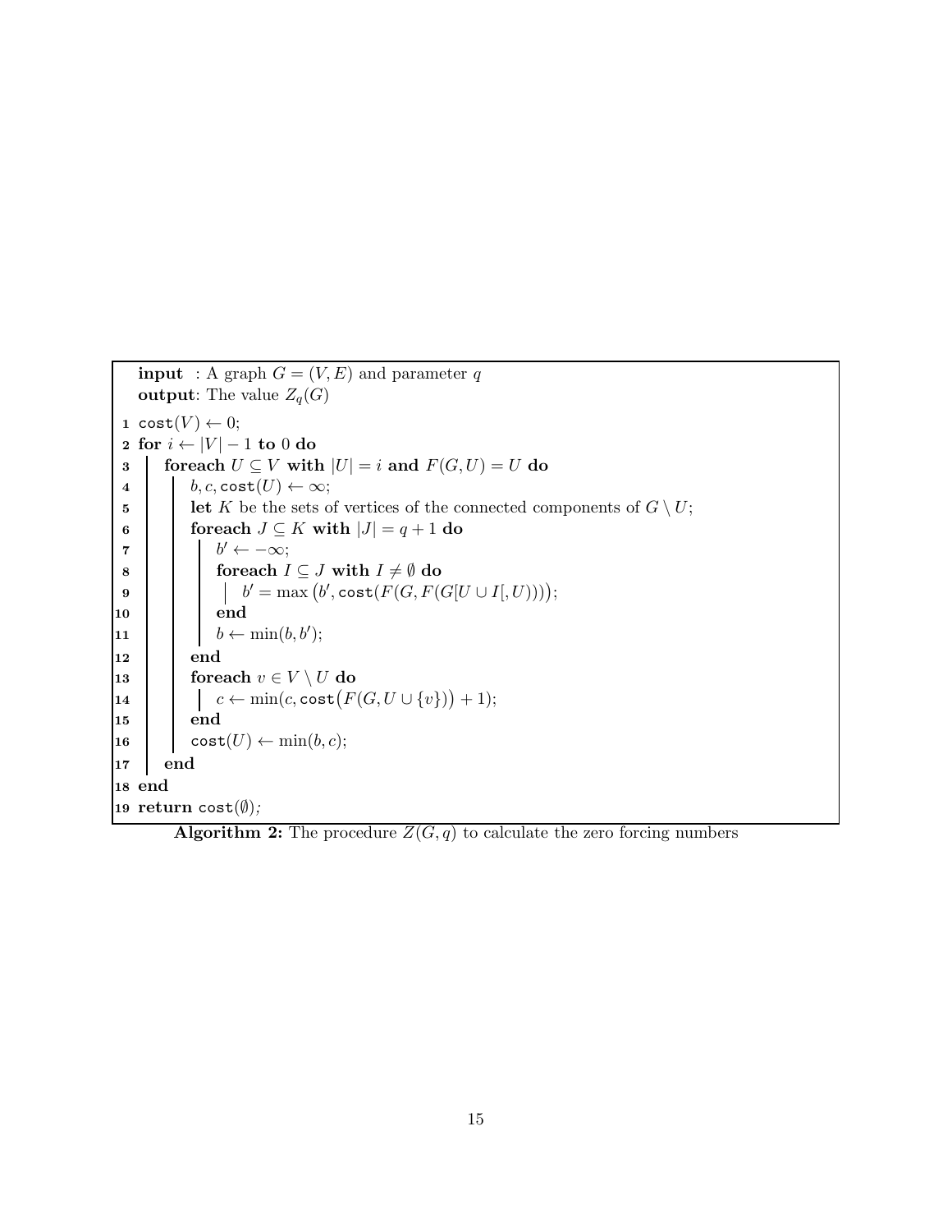**input** : A graph $G = (V, E)$ and parameter $q$
**output**: The value $Z_q(G)$

```
1  cost(V) ← 0;
2  for i ← |V| − 1 to 0 do
3      foreach U ⊆ V with |U| = i and F(G, U) = U do
4          b, c, cost(U) ← ∞;
5          let K be the sets of vertices of the connected components of G \ U;
6          foreach J ⊆ K with |J| = q + 1 do
7              b′ ← −∞;
8              foreach I ⊆ J with I ≠ ∅ do
9                  b′ = max(b′, cost(F(G, F(G[U ∪ I[, U)))));
10             end
11             b ← min(b, b′);
12         end
13         foreach v ∈ V \ U do
14             c ← min(c, cost(F(G, U ∪ {v})) + 1);
15         end
16         cost(U) ← min(b, c);
17     end
18 end
19 return cost(∅);
```

**Algorithm 2:** The procedure $Z(G, q)$ to calculate the zero forcing numbers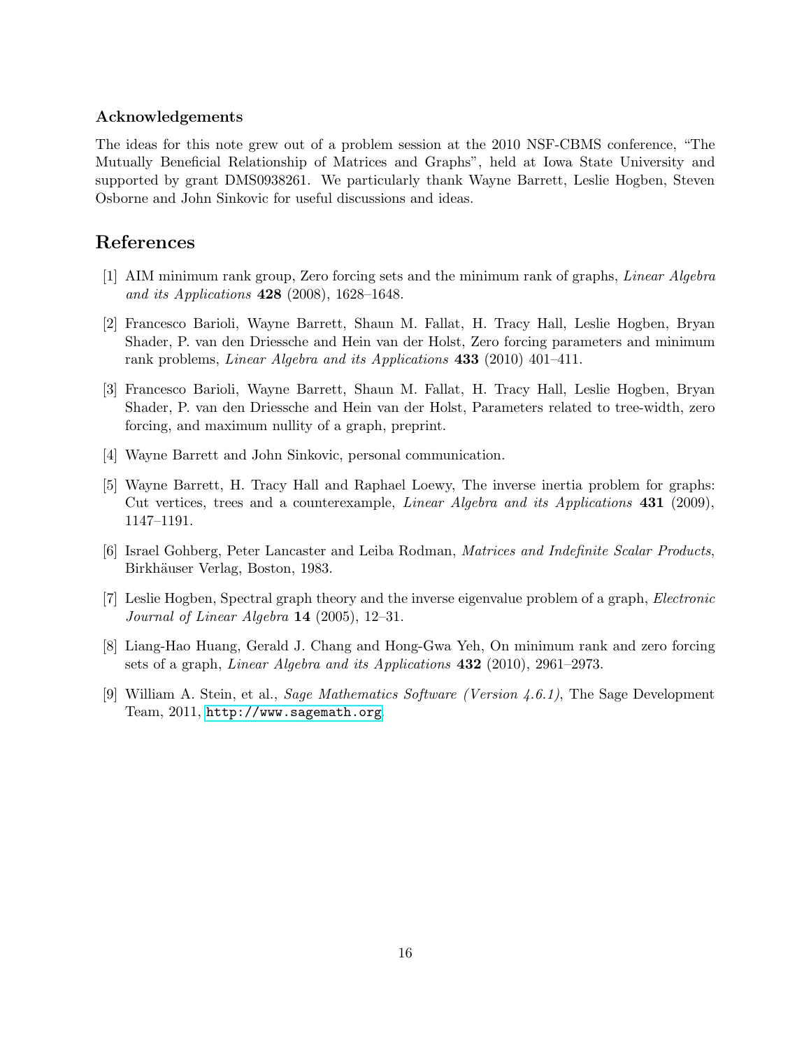### Acknowledgements

The ideas for this note grew out of a problem session at the 2010 NSF-CBMS conference, "The Mutually Beneficial Relationship of Matrices and Graphs", held at Iowa State University and supported by grant DMS0938261. We particularly thank Wayne Barrett, Leslie Hogben, Steven Osborne and John Sinkovic for useful discussions and ideas.

## References

[1] AIM minimum rank group, Zero forcing sets and the minimum rank of graphs, *Linear Algebra and its Applications* **428** (2008), 1628–1648.

[2] Francesco Barioli, Wayne Barrett, Shaun M. Fallat, H. Tracy Hall, Leslie Hogben, Bryan Shader, P. van den Driessche and Hein van der Holst, Zero forcing parameters and minimum rank problems, *Linear Algebra and its Applications* **433** (2010) 401–411.

[3] Francesco Barioli, Wayne Barrett, Shaun M. Fallat, H. Tracy Hall, Leslie Hogben, Bryan Shader, P. van den Driessche and Hein van der Holst, Parameters related to tree-width, zero forcing, and maximum nullity of a graph, preprint.

[4] Wayne Barrett and John Sinkovic, personal communication.

[5] Wayne Barrett, H. Tracy Hall and Raphael Loewy, The inverse inertia problem for graphs: Cut vertices, trees and a counterexample, *Linear Algebra and its Applications* **431** (2009), 1147–1191.

[6] Israel Gohberg, Peter Lancaster and Leiba Rodman, *Matrices and Indefinite Scalar Products*, Birkhäuser Verlag, Boston, 1983.

[7] Leslie Hogben, Spectral graph theory and the inverse eigenvalue problem of a graph, *Electronic Journal of Linear Algebra* **14** (2005), 12–31.

[8] Liang-Hao Huang, Gerald J. Chang and Hong-Gwa Yeh, On minimum rank and zero forcing sets of a graph, *Linear Algebra and its Applications* **432** (2010), 2961–2973.

[9] William A. Stein, et al., *Sage Mathematics Software (Version 4.6.1)*, The Sage Development Team, 2011, http://www.sagemath.org.